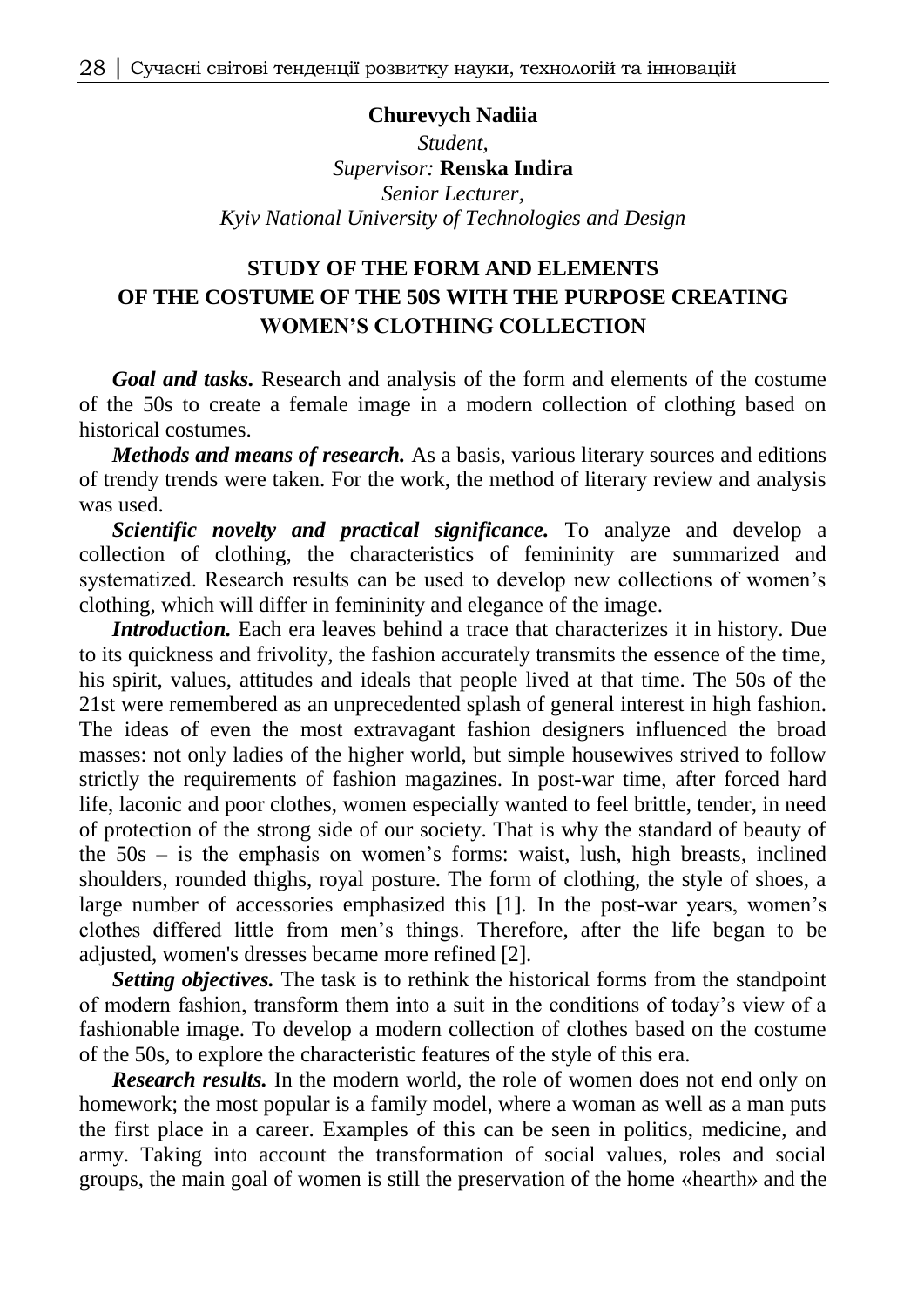**Churevych Nadiia**

*Student,*

*Supervisor:* **Renska Indira**

*Senior Lecturer,*

*Kyiv National University of Technologies and Design*

# STUDY OF THE FORM AND ELEMENTS OF THE COSTUME OF THE 50S WITH THE PURPOSE CREATING WOMEN'S CLOTHING COLLECTION

***Goal and tasks.*** Research and analysis of the form and elements of the costume of the 50s to create a female image in a modern collection of clothing based on historical costumes.

***Methods and means of research.*** As a basis, various literary sources and editions of trendy trends were taken. For the work, the method of literary review and analysis was used.

***Scientific novelty and practical significance.*** To analyze and develop a collection of clothing, the characteristics of femininity are summarized and systematized. Research results can be used to develop new collections of women's clothing, which will differ in femininity and elegance of the image.

***Introduction.*** Each era leaves behind a trace that characterizes it in history. Due to its quickness and frivolity, the fashion accurately transmits the essence of the time, his spirit, values, attitudes and ideals that people lived at that time. The 50s of the 21st were remembered as an unprecedented splash of general interest in high fashion. The ideas of even the most extravagant fashion designers influenced the broad masses: not only ladies of the higher world, but simple housewives strived to follow strictly the requirements of fashion magazines. In post-war time, after forced hard life, laconic and poor clothes, women especially wanted to feel brittle, tender, in need of protection of the strong side of our society. That is why the standard of beauty of the 50s – is the emphasis on women's forms: waist, lush, high breasts, inclined shoulders, rounded thighs, royal posture. The form of clothing, the style of shoes, a large number of accessories emphasized this [1]. In the post-war years, women's clothes differed little from men's things. Therefore, after the life began to be adjusted, women's dresses became more refined [2].

***Setting objectives.*** The task is to rethink the historical forms from the standpoint of modern fashion, transform them into a suit in the conditions of today's view of a fashionable image. To develop a modern collection of clothes based on the costume of the 50s, to explore the characteristic features of the style of this era.

***Research results.*** In the modern world, the role of women does not end only on homework; the most popular is a family model, where a woman as well as a man puts the first place in a career. Examples of this can be seen in politics, medicine, and army. Taking into account the transformation of social values, roles and social groups, the main goal of women is still the preservation of the home «hearth» and the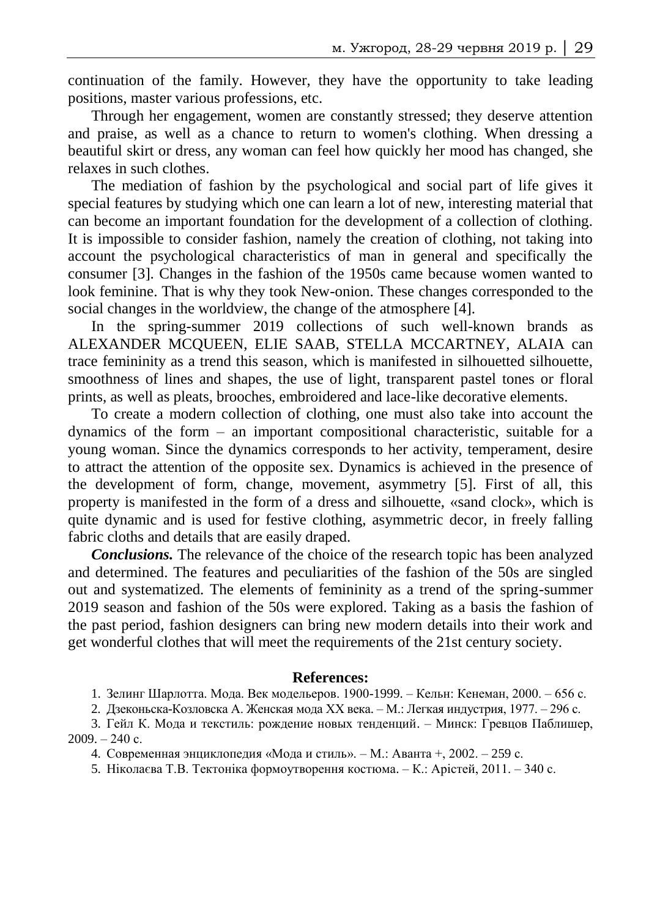continuation of the family. However, they have the opportunity to take leading positions, master various professions, etc.

Through her engagement, women are constantly stressed; they deserve attention and praise, as well as a chance to return to women's clothing. When dressing a beautiful skirt or dress, any woman can feel how quickly her mood has changed, she relaxes in such clothes.

The mediation of fashion by the psychological and social part of life gives it special features by studying which one can learn a lot of new, interesting material that can become an important foundation for the development of a collection of clothing. It is impossible to consider fashion, namely the creation of clothing, not taking into account the psychological characteristics of man in general and specifically the consumer [3]. Changes in the fashion of the 1950s came because women wanted to look feminine. That is why they took New-onion. These changes corresponded to the social changes in the worldview, the change of the atmosphere [4].

In the spring-summer 2019 collections of such well-known brands as ALEXANDER MCQUEEN, ELIE SAAB, STELLA MCCARTNEY, ALAIA can trace femininity as a trend this season, which is manifested in silhouetted silhouette, smoothness of lines and shapes, the use of light, transparent pastel tones or floral prints, as well as pleats, brooches, embroidered and lace-like decorative elements.

To create a modern collection of clothing, one must also take into account the dynamics of the form – an important compositional characteristic, suitable for a young woman. Since the dynamics corresponds to her activity, temperament, desire to attract the attention of the opposite sex. Dynamics is achieved in the presence of the development of form, change, movement, asymmetry [5]. First of all, this property is manifested in the form of a dress and silhouette, «sand clock», which is quite dynamic and is used for festive clothing, asymmetric decor, in freely falling fabric cloths and details that are easily draped.

***Conclusions.*** The relevance of the choice of the research topic has been analyzed and determined. The features and peculiarities of the fashion of the 50s are singled out and systematized. The elements of femininity as a trend of the spring-summer 2019 season and fashion of the 50s were explored. Taking as a basis the fashion of the past period, fashion designers can bring new modern details into their work and get wonderful clothes that will meet the requirements of the 21st century society.

## References:

1. Зелинг Шарлотта. Мода. Век модельеров. 1900-1999. – Кельн: Кенеман, 2000. – 656 с.
2. Дзеконьска-Козловска А. Женская мода XX века. – М.: Легкая индустрия, 1977. – 296 с.
3. Гейл К. Мода и текстиль: рождение новых тенденций. – Минск: Гревцов Паблишер, 2009. – 240 с.
4. Современная энциклопедия «Мода и стиль». – М.: Аванта +, 2002. – 259 с.
5. Ніколаєва Т.В. Тектоніка формоутворення костюма. – К.: Арістей, 2011. – 340 с.